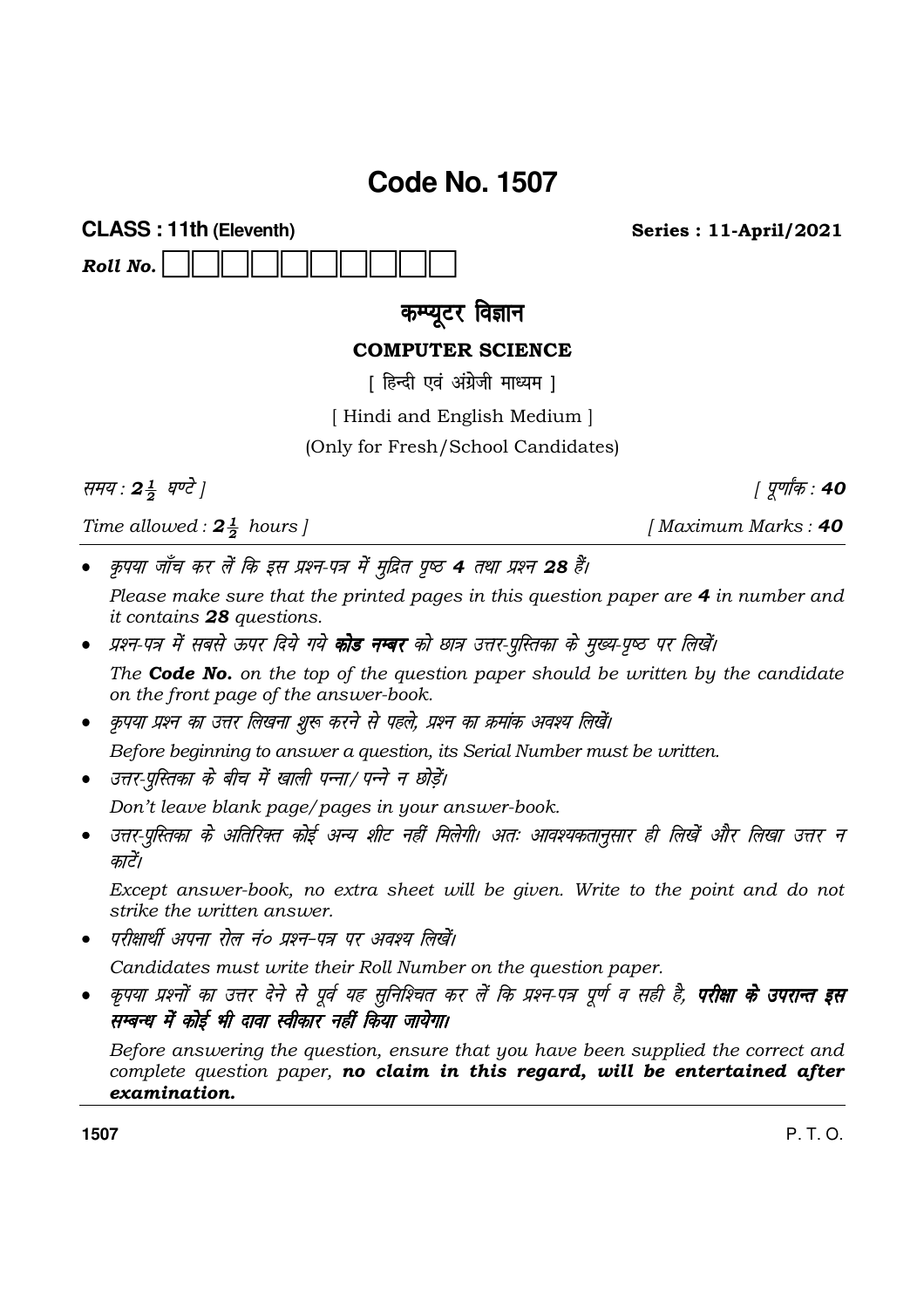# Code No. 1507

**CLASS : 11th (Eleventh)** **Series : 11-April/2021**

***Roll No.*** ☐☐☐☐☐☐☐☐☐☐

## कम्प्यूटर विज्ञान

### COMPUTER SCIENCE

[ हिन्दी एवं अंग्रेजी माध्यम ]

[ Hindi and English Medium ]

(Only for Fresh/School Candidates)

*समय : **$2\frac{1}{2}$** घण्टे ]* *[ पूर्णांक : **40***

*Time allowed : **$2\frac{1}{2}$** hours ]* *[ Maximum Marks : **40***

- *कृपया जाँच कर लें कि इस प्रश्न-पत्र में मुद्रित पृष्ठ **4** तथा प्रश्न **28** हैं।*

  *Please make sure that the printed pages in this question paper are **4** in number and it contains **28** questions.*

- *प्रश्न-पत्र में सबसे ऊपर दिये गये **कोड नम्बर** को छात्र उत्तर-पुस्तिका के मुख्य-पृष्ठ पर लिखें।*

  *The **Code No.** on the top of the question paper should be written by the candidate on the front page of the answer-book.*

- *कृपया प्रश्न का उत्तर लिखना शुरू करने से पहले, प्रश्न का क्रमांक अवश्य लिखें।*

  *Before beginning to answer a question, its Serial Number must be written.*

- *उत्तर-पुस्तिका के बीच में खाली पन्ना/पन्ने न छोड़ें।*

  *Don't leave blank page/pages in your answer-book.*

- *उत्तर-पुस्तिका के अतिरिक्त कोई अन्य शीट नहीं मिलेगी। अतः आवश्यकतानुसार ही लिखें और लिखा उत्तर न काटें।*

  *Except answer-book, no extra sheet will be given. Write to the point and do not strike the written answer.*

- *परीक्षार्थी अपना रोल नं० प्रश्न-पत्र पर अवश्य लिखें।*

  *Candidates must write their Roll Number on the question paper.*

- *कृपया प्रश्नों का उत्तर देने से पूर्व यह सुनिश्चित कर लें कि प्रश्न-पत्र पूर्ण व सही है, **परीक्षा के उपरान्त इस सम्बन्ध में कोई भी दावा स्वीकार नहीं किया जायेगा।***

  *Before answering the question, ensure that you have been supplied the correct and complete question paper, **no claim in this regard, will be entertained after examination.***

**1507** P. T. O.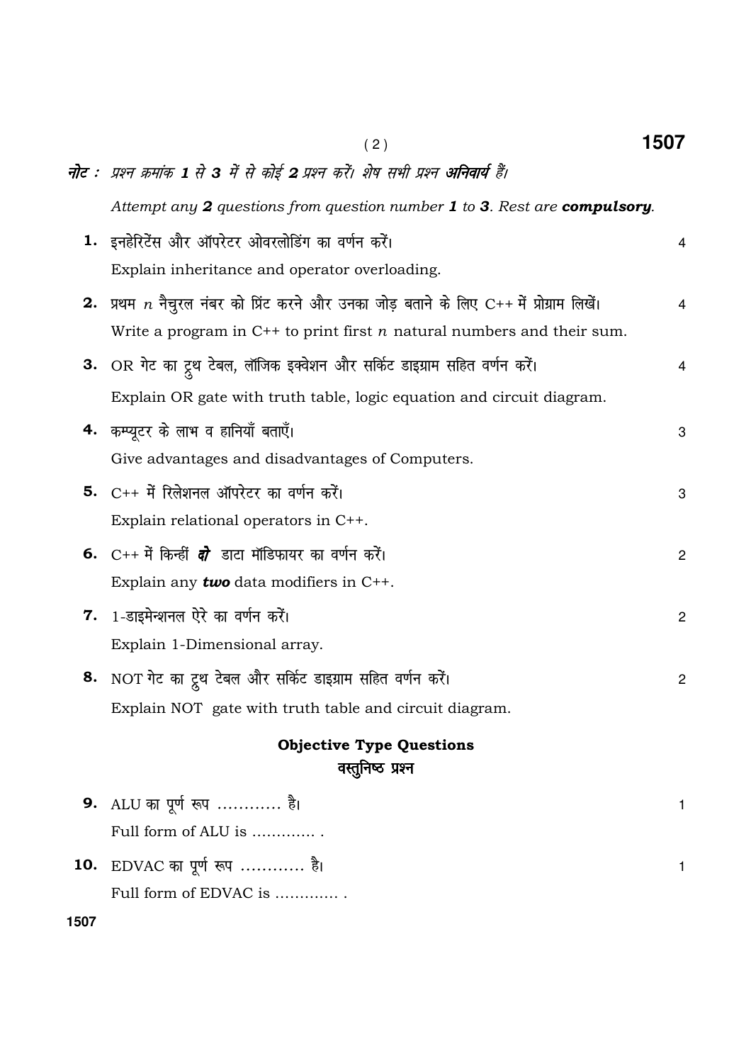*नोट : प्रश्न क्रमांक **1** से **3** में से कोई **2** प्रश्न करें। शेष सभी प्रश्न **अनिवार्य** हैं।*

*Attempt any **2** questions from question number **1** to **3**. Rest are **compulsory**.*

**1.** इनहेरिटेंस और ऑपरेटर ओवरलोडिंग का वर्णन करें। — 4

Explain inheritance and operator overloading.

**2.** प्रथम $n$ नैचुरल नंबर को प्रिंट करने और उनका जोड़ बताने के लिए C++ में प्रोग्राम लिखें। — 4

Write a program in C++ to print first $n$ natural numbers and their sum.

**3.** OR गेट का ट्रुथ टेबल, लॉजिक इक्वेशन और सर्किट डाइग्राम सहित वर्णन करें। — 4

Explain OR gate with truth table, logic equation and circuit diagram.

**4.** कम्प्यूटर के लाभ व हानियाँ बताएँ। — 3

Give advantages and disadvantages of Computers.

**5.** C++ में रिलेशनल ऑपरेटर का वर्णन करें। — 3

Explain relational operators in C++.

**6.** C++ में किन्हीं ***दो*** डाटा मॉडिफायर का वर्णन करें। — 2

Explain any ***two*** data modifiers in C++.

**7.** 1-डाइमेन्शनल ऐरे का वर्णन करें। — 2

Explain 1-Dimensional array.

**8.** NOT गेट का ट्रुथ टेबल और सर्किट डाइग्राम सहित वर्णन करें। — 2

Explain NOT gate with truth table and circuit diagram.

## Objective Type Questions
## वस्तुनिष्ठ प्रश्न

**9.** ALU का पूर्ण रूप ………… है। — 1

Full form of ALU is ………… .

**10.** EDVAC का पूर्ण रूप ………… है। — 1

Full form of EDVAC is ………… .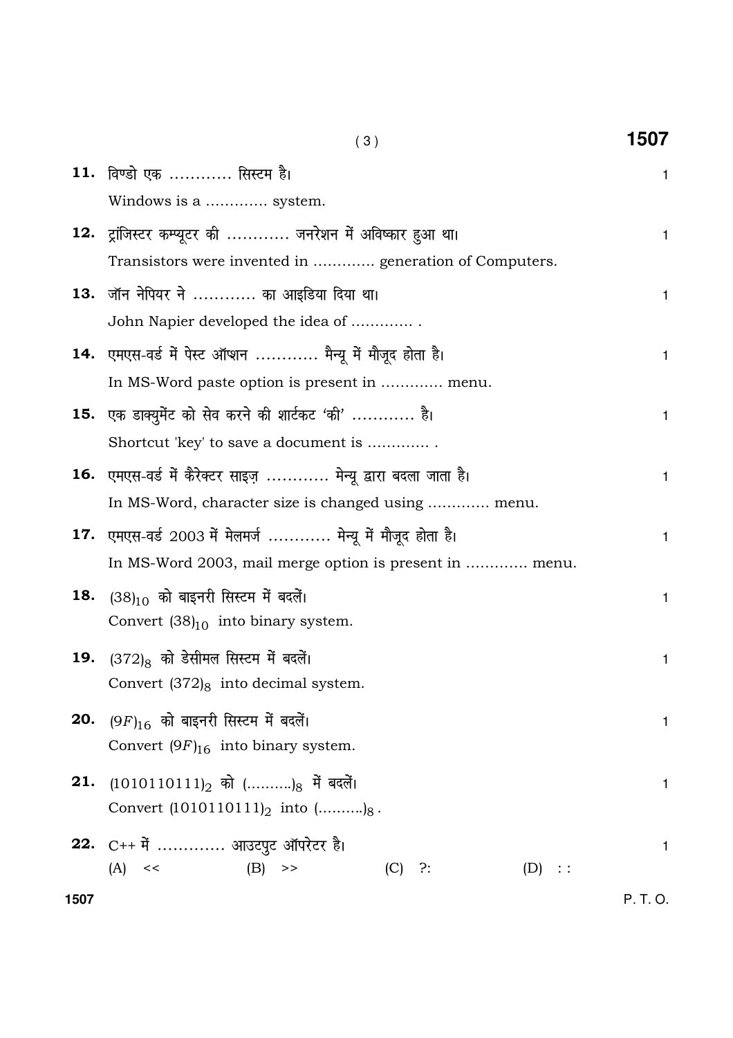**11.** विण्डो एक ............ सिस्टम है। 1

Windows is a ............. system.

**12.** ट्रांजिस्टर कम्प्यूटर की ............ जनरेशन में अविष्कार हुआ था। 1

Transistors were invented in ............. generation of Computers.

**13.** जॉन नेपियर ने ............ का आइडिया दिया था। 1

John Napier developed the idea of ............. .

**14.** एमएस-वर्ड में पेस्ट ऑप्शन ............ मैन्यू में मौजूद होता है। 1

In MS-Word paste option is present in ............. menu.

**15.** एक डाक्युमेंट को सेव करने की शार्टकट 'की' ............ है। 1

Shortcut 'key' to save a document is ............. .

**16.** एमएस-वर्ड में कैरेक्टर साइज़ ............ मेन्यू द्वारा बदला जाता है। 1

In MS-Word, character size is changed using ............. menu.

**17.** एमएस-वर्ड 2003 में मेलमर्ज ............ मेन्यू में मौजूद होता है। 1

In MS-Word 2003, mail merge option is present in ............. menu.

**18.** $(38)_{10}$ को बाइनरी सिस्टम में बदलें। 1

Convert $(38)_{10}$ into binary system.

**19.** $(372)_8$ को डेसीमल सिस्टम में बदलें। 1

Convert $(372)_8$ into decimal system.

**20.** $(9F)_{16}$ को बाइनरी सिस्टम में बदलें। 1

Convert $(9F)_{16}$ into binary system.

**21.** $(1010110111)_2$ को $(..........)_8$ में बदलें। 1

Convert $(1010110111)_2$ into $(..........)_8$ .

**22.** C++ में ............. आउटपुट ऑपरेटर है। 1

(A) << (B) >> (C) ?: (D) : :

P. T. O.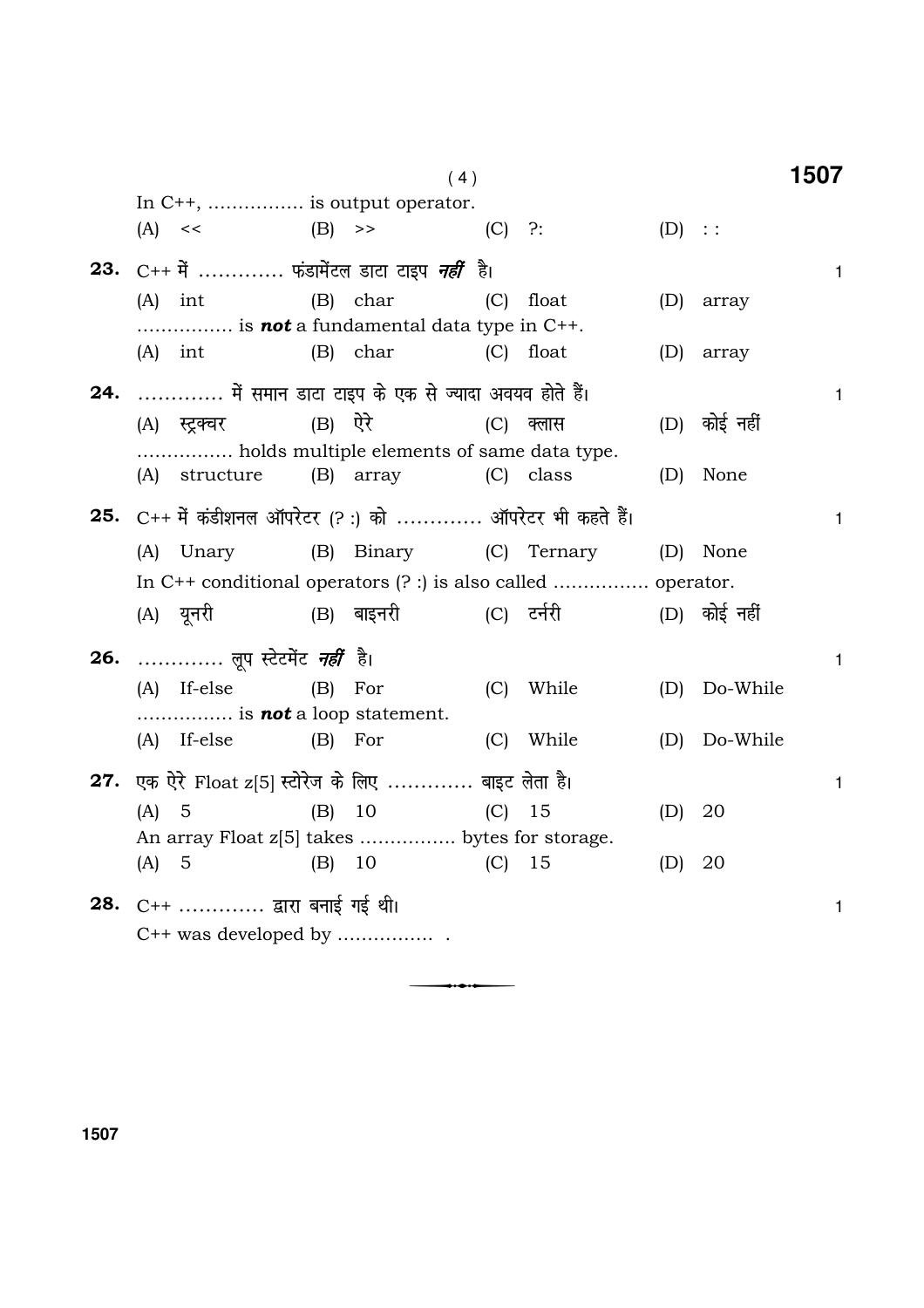In C++, ................ is output operator.

(A) << (B) >> (C) ?: (D) : :

**23.** C++ में ............. फंडामेंटल डाटा टाइप ***नहीं*** है। 1

(A) int (B) char (C) float (D) array

................ is ***not*** a fundamental data type in C++.

(A) int (B) char (C) float (D) array

**24.** ............. में समान डाटा टाइप के एक से ज्यादा अवयव होते हैं। 1

(A) स्ट्रक्चर (B) ऐरे (C) क्लास (D) कोई नहीं

................ holds multiple elements of same data type.

(A) structure (B) array (C) class (D) None

**25.** C++ में कंडीशनल ऑपरेटर (? :) को ............. ऑपरेटर भी कहते हैं। 1

(A) Unary (B) Binary (C) Ternary (D) None

In C++ conditional operators (? :) is also called ................ operator.

(A) यूनरी (B) बाइनरी (C) टर्नरी (D) कोई नहीं

**26.** ............. लूप स्टेटमेंट ***नहीं*** है। 1

(A) If-else (B) For (C) While (D) Do-While

................ is ***not*** a loop statement.

(A) If-else (B) For (C) While (D) Do-While

**27.** एक ऐरे Float z[5] स्टोरेज के लिए ............. बाइट लेता है। 1

(A) 5 (B) 10 (C) 15 (D) 20

An array Float z[5] takes ................ bytes for storage.

(A) 5 (B) 10 (C) 15 (D) 20

**28.** C++ ............. द्वारा बनाई गई थी। 1

C++ was developed by ................ .